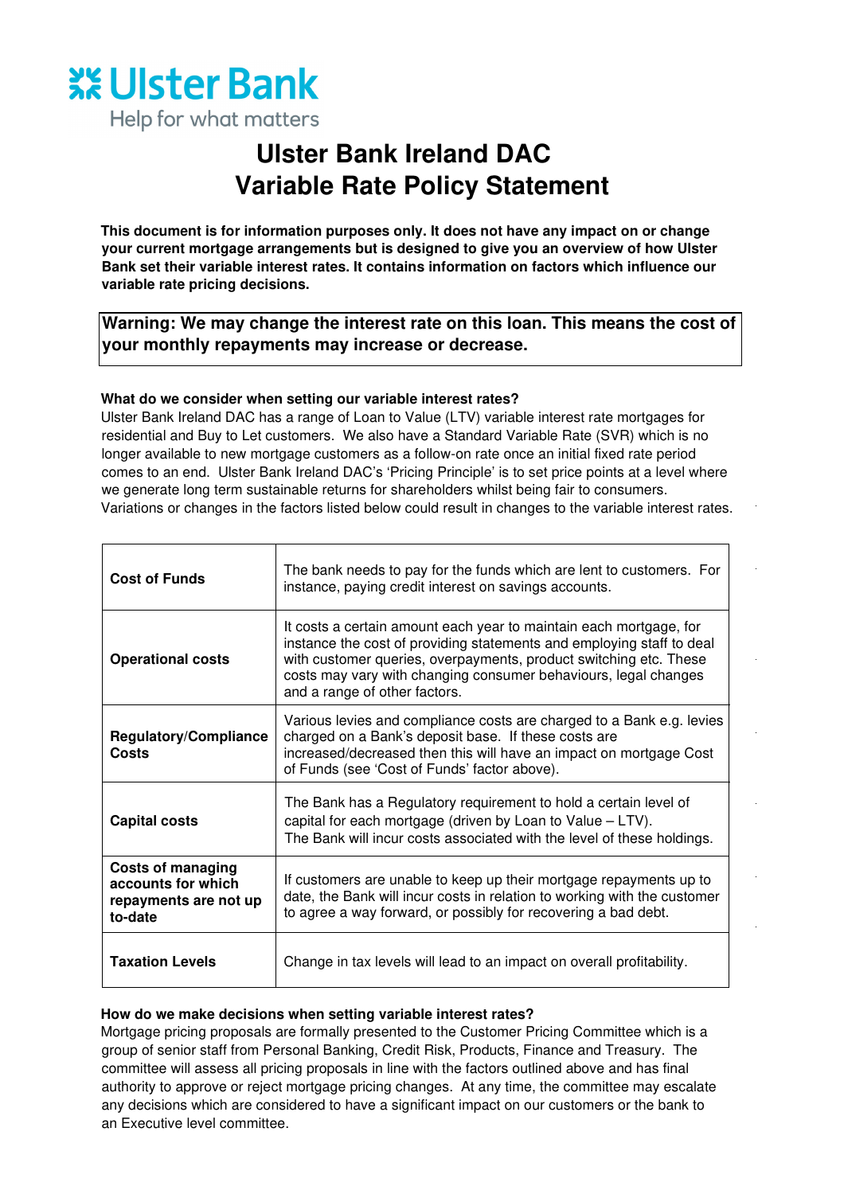Ulster Bank

Help for what matters

# Ulster Bank Ireland DAC
# Variable Rate Policy Statement

**This document is for information purposes only. It does not have any impact on or change your current mortgage arrangements but is designed to give you an overview of how Ulster Bank set their variable interest rates. It contains information on factors which influence our variable rate pricing decisions.**

**Warning: We may change the interest rate on this loan. This means the cost of your monthly repayments may increase or decrease.**

### What do we consider when setting our variable interest rates?

Ulster Bank Ireland DAC has a range of Loan to Value (LTV) variable interest rate mortgages for residential and Buy to Let customers. We also have a Standard Variable Rate (SVR) which is no longer available to new mortgage customers as a follow-on rate once an initial fixed rate period comes to an end. Ulster Bank Ireland DAC's 'Pricing Principle' is to set price points at a level where we generate long term sustainable returns for shareholders whilst being fair to consumers. Variations or changes in the factors listed below could result in changes to the variable interest rates.

| | |
|---|---|
| **Cost of Funds** | The bank needs to pay for the funds which are lent to customers. For instance, paying credit interest on savings accounts. |
| **Operational costs** | It costs a certain amount each year to maintain each mortgage, for instance the cost of providing statements and employing staff to deal with customer queries, overpayments, product switching etc. These costs may vary with changing consumer behaviours, legal changes and a range of other factors. |
| **Regulatory/Compliance Costs** | Various levies and compliance costs are charged to a Bank e.g. levies charged on a Bank's deposit base. If these costs are increased/decreased then this will have an impact on mortgage Cost of Funds (see 'Cost of Funds' factor above). |
| **Capital costs** | The Bank has a Regulatory requirement to hold a certain level of capital for each mortgage (driven by Loan to Value – LTV). The Bank will incur costs associated with the level of these holdings. |
| **Costs of managing accounts for which repayments are not up to-date** | If customers are unable to keep up their mortgage repayments up to date, the Bank will incur costs in relation to working with the customer to agree a way forward, or possibly for recovering a bad debt. |
| **Taxation Levels** | Change in tax levels will lead to an impact on overall profitability. |

### How do we make decisions when setting variable interest rates?

Mortgage pricing proposals are formally presented to the Customer Pricing Committee which is a group of senior staff from Personal Banking, Credit Risk, Products, Finance and Treasury. The committee will assess all pricing proposals in line with the factors outlined above and has final authority to approve or reject mortgage pricing changes. At any time, the committee may escalate any decisions which are considered to have a significant impact on our customers or the bank to an Executive level committee.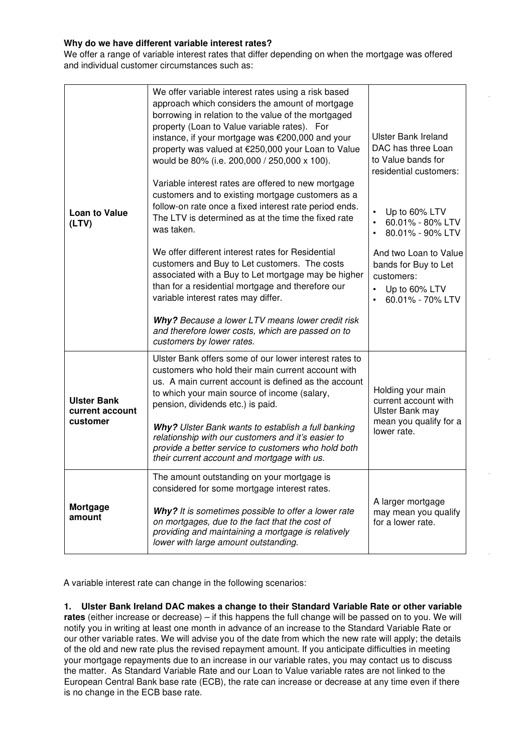**Why do we have different variable interest rates?**

We offer a range of variable interest rates that differ depending on when the mortgage was offered and individual customer circumstances such as:

| | | |
|---|---|---|
| **Loan to Value (LTV)** | We offer variable interest rates using a risk based approach which considers the amount of mortgage borrowing in relation to the value of the mortgaged property (Loan to Value variable rates). For instance, if your mortgage was €200,000 and your property was valued at €250,000 your Loan to Value would be 80% (i.e. 200,000 / 250,000 x 100).<br><br>Variable interest rates are offered to new mortgage customers and to existing mortgage customers as a follow-on rate once a fixed interest rate period ends. The LTV is determined as at the time the fixed rate was taken.<br><br>We offer different interest rates for Residential customers and Buy to Let customers. The costs associated with a Buy to Let mortgage may be higher than for a residential mortgage and therefore our variable interest rates may differ.<br><br>***Why?*** *Because a lower LTV means lower credit risk and therefore lower costs, which are passed on to customers by lower rates.* | Ulster Bank Ireland DAC has three Loan to Value bands for residential customers:<br><br>• Up to 60% LTV<br>• 60.01% - 80% LTV<br>• 80.01% - 90% LTV<br><br>And two Loan to Value bands for Buy to Let customers:<br>• Up to 60% LTV<br>• 60.01% - 70% LTV |
| **Ulster Bank current account customer** | Ulster Bank offers some of our lower interest rates to customers who hold their main current account with us. A main current account is defined as the account to which your main source of income (salary, pension, dividends etc.) is paid.<br><br>***Why?*** *Ulster Bank wants to establish a full banking relationship with our customers and it's easier to provide a better service to customers who hold both their current account and mortgage with us.* | Holding your main current account with Ulster Bank may mean you qualify for a lower rate. |
| **Mortgage amount** | The amount outstanding on your mortgage is considered for some mortgage interest rates.<br><br>***Why?*** *It is sometimes possible to offer a lower rate on mortgages, due to the fact that the cost of providing and maintaining a mortgage is relatively lower with large amount outstanding.* | A larger mortgage may mean you qualify for a lower rate. |

A variable interest rate can change in the following scenarios:

**1. Ulster Bank Ireland DAC makes a change to their Standard Variable Rate or other variable rates** (either increase or decrease) – if this happens the full change will be passed on to you. We will notify you in writing at least one month in advance of an increase to the Standard Variable Rate or our other variable rates. We will advise you of the date from which the new rate will apply; the details of the old and new rate plus the revised repayment amount. If you anticipate difficulties in meeting your mortgage repayments due to an increase in our variable rates, you may contact us to discuss the matter. As Standard Variable Rate and our Loan to Value variable rates are not linked to the European Central Bank base rate (ECB), the rate can increase or decrease at any time even if there is no change in the ECB base rate.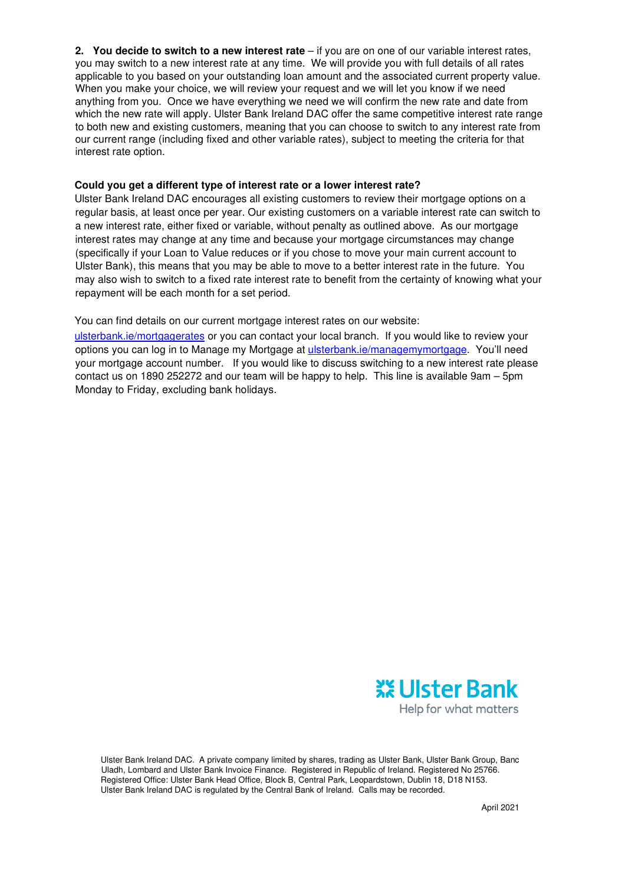**2. You decide to switch to a new interest rate** – if you are on one of our variable interest rates, you may switch to a new interest rate at any time. We will provide you with full details of all rates applicable to you based on your outstanding loan amount and the associated current property value. When you make your choice, we will review your request and we will let you know if we need anything from you. Once we have everything we need we will confirm the new rate and date from which the new rate will apply. Ulster Bank Ireland DAC offer the same competitive interest rate range to both new and existing customers, meaning that you can choose to switch to any interest rate from our current range (including fixed and other variable rates), subject to meeting the criteria for that interest rate option.

**Could you get a different type of interest rate or a lower interest rate?**

Ulster Bank Ireland DAC encourages all existing customers to review their mortgage options on a regular basis, at least once per year. Our existing customers on a variable interest rate can switch to a new interest rate, either fixed or variable, without penalty as outlined above. As our mortgage interest rates may change at any time and because your mortgage circumstances may change (specifically if your Loan to Value reduces or if you chose to move your main current account to Ulster Bank), this means that you may be able to move to a better interest rate in the future. You may also wish to switch to a fixed rate interest rate to benefit from the certainty of knowing what your repayment will be each month for a set period.

You can find details on our current mortgage interest rates on our website: ulsterbank.ie/mortgagerates or you can contact your local branch. If you would like to review your options you can log in to Manage my Mortgage at ulsterbank.ie/managemymortgage. You'll need your mortgage account number. If you would like to discuss switching to a new interest rate please contact us on 1890 252272 and our team will be happy to help. This line is available 9am – 5pm Monday to Friday, excluding bank holidays.

Ulster Bank
Help for what matters

Ulster Bank Ireland DAC. A private company limited by shares, trading as Ulster Bank, Ulster Bank Group, Banc Uladh, Lombard and Ulster Bank Invoice Finance. Registered in Republic of Ireland. Registered No 25766. Registered Office: Ulster Bank Head Office, Block B, Central Park, Leopardstown, Dublin 18, D18 N153. Ulster Bank Ireland DAC is regulated by the Central Bank of Ireland. Calls may be recorded.

April 2021